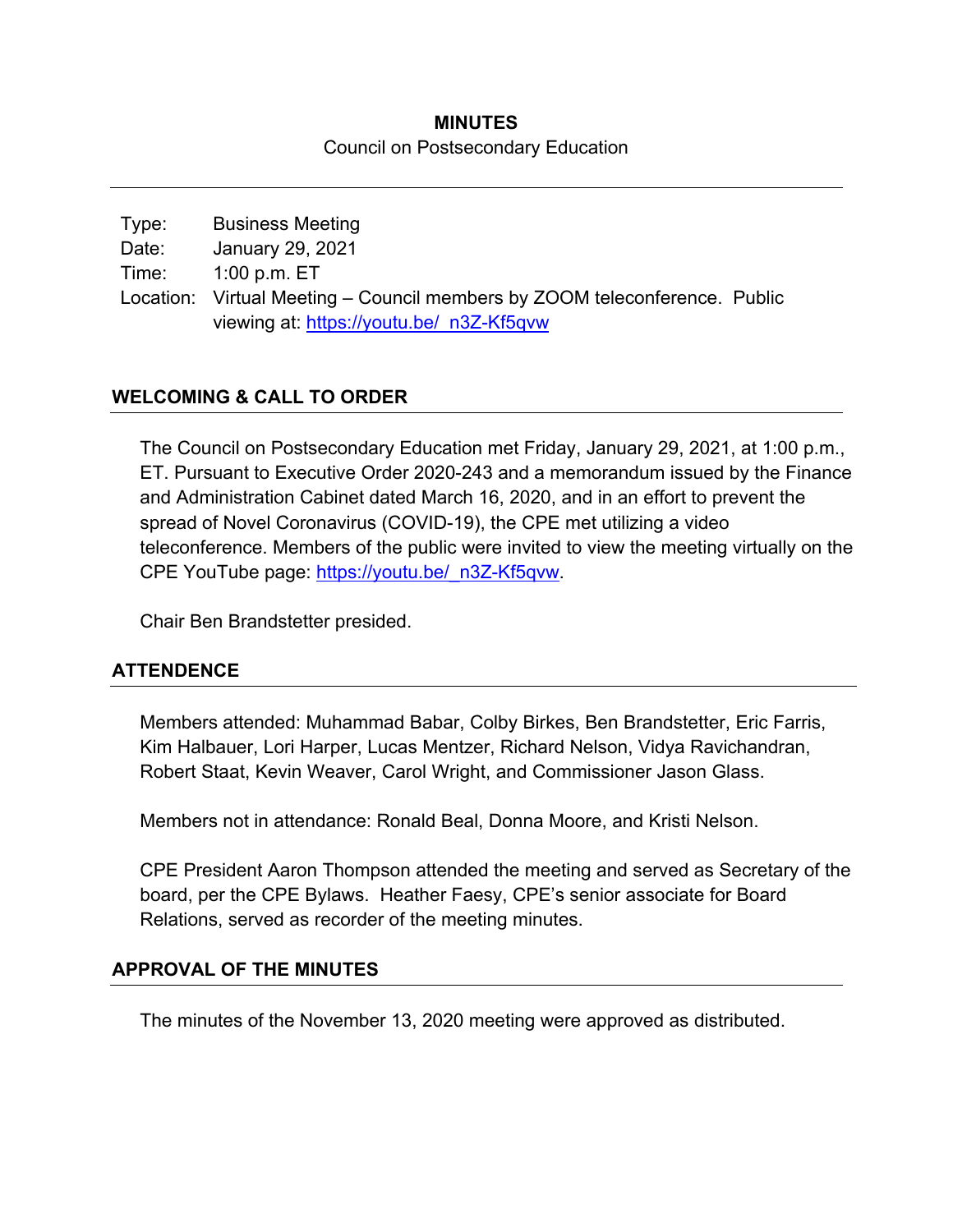# MINUTES

Council on Postsecondary Education

Type: Business Meeting
Date: January 29, 2021
Time: 1:00 p.m. ET
Location: Virtual Meeting – Council members by ZOOM teleconference. Public viewing at: https://youtu.be/_n3Z-Kf5qvw

## WELCOMING & CALL TO ORDER

The Council on Postsecondary Education met Friday, January 29, 2021, at 1:00 p.m., ET. Pursuant to Executive Order 2020-243 and a memorandum issued by the Finance and Administration Cabinet dated March 16, 2020, and in an effort to prevent the spread of Novel Coronavirus (COVID-19), the CPE met utilizing a video teleconference. Members of the public were invited to view the meeting virtually on the CPE YouTube page: https://youtu.be/_n3Z-Kf5qvw.

Chair Ben Brandstetter presided.

## ATTENDENCE

Members attended: Muhammad Babar, Colby Birkes, Ben Brandstetter, Eric Farris, Kim Halbauer, Lori Harper, Lucas Mentzer, Richard Nelson, Vidya Ravichandran, Robert Staat, Kevin Weaver, Carol Wright, and Commissioner Jason Glass.

Members not in attendance: Ronald Beal, Donna Moore, and Kristi Nelson.

CPE President Aaron Thompson attended the meeting and served as Secretary of the board, per the CPE Bylaws. Heather Faesy, CPE's senior associate for Board Relations, served as recorder of the meeting minutes.

## APPROVAL OF THE MINUTES

The minutes of the November 13, 2020 meeting were approved as distributed.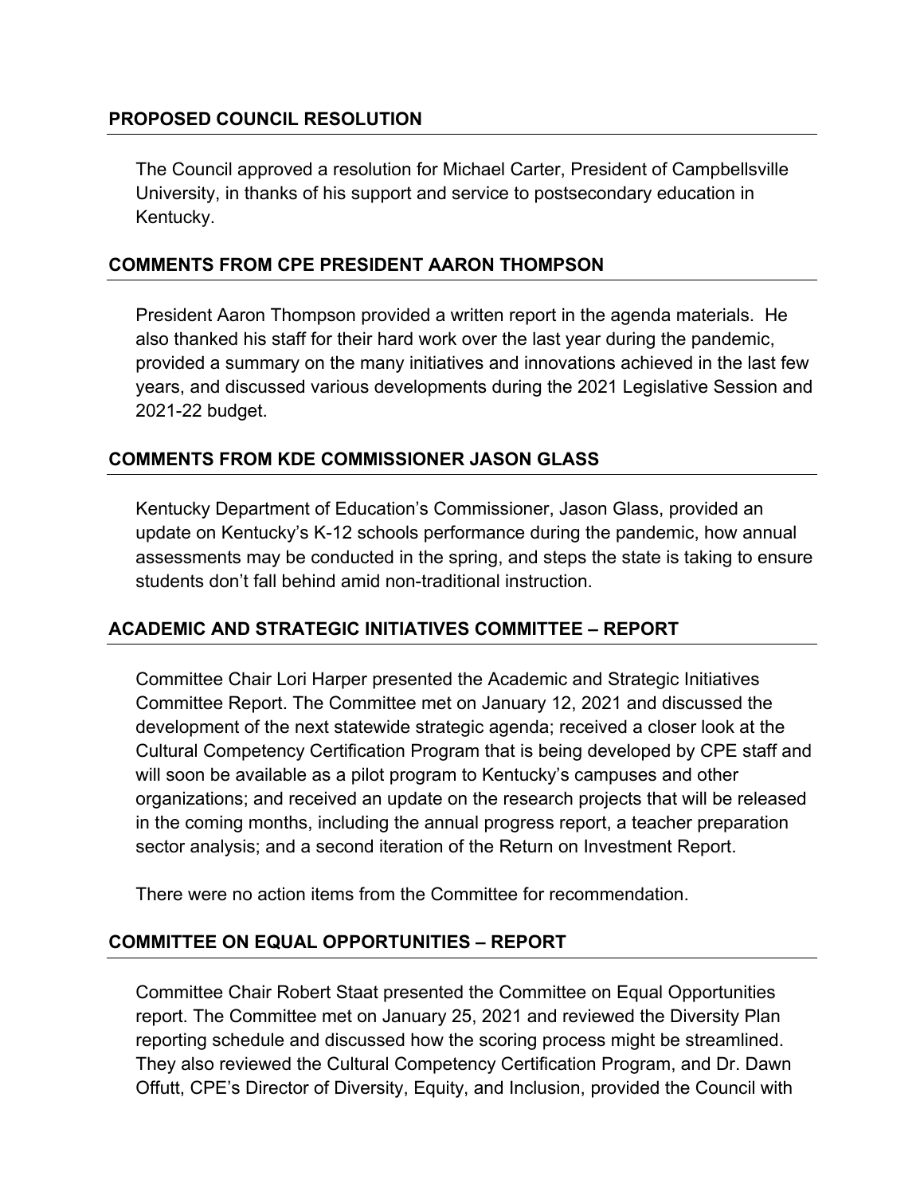## PROPOSED COUNCIL RESOLUTION

The Council approved a resolution for Michael Carter, President of Campbellsville University, in thanks of his support and service to postsecondary education in Kentucky.

## COMMENTS FROM CPE PRESIDENT AARON THOMPSON

President Aaron Thompson provided a written report in the agenda materials. He also thanked his staff for their hard work over the last year during the pandemic, provided a summary on the many initiatives and innovations achieved in the last few years, and discussed various developments during the 2021 Legislative Session and 2021-22 budget.

## COMMENTS FROM KDE COMMISSIONER JASON GLASS

Kentucky Department of Education's Commissioner, Jason Glass, provided an update on Kentucky's K-12 schools performance during the pandemic, how annual assessments may be conducted in the spring, and steps the state is taking to ensure students don't fall behind amid non-traditional instruction.

## ACADEMIC AND STRATEGIC INITIATIVES COMMITTEE – REPORT

Committee Chair Lori Harper presented the Academic and Strategic Initiatives Committee Report. The Committee met on January 12, 2021 and discussed the development of the next statewide strategic agenda; received a closer look at the Cultural Competency Certification Program that is being developed by CPE staff and will soon be available as a pilot program to Kentucky's campuses and other organizations; and received an update on the research projects that will be released in the coming months, including the annual progress report, a teacher preparation sector analysis; and a second iteration of the Return on Investment Report.

There were no action items from the Committee for recommendation.

## COMMITTEE ON EQUAL OPPORTUNITIES – REPORT

Committee Chair Robert Staat presented the Committee on Equal Opportunities report. The Committee met on January 25, 2021 and reviewed the Diversity Plan reporting schedule and discussed how the scoring process might be streamlined. They also reviewed the Cultural Competency Certification Program, and Dr. Dawn Offutt, CPE's Director of Diversity, Equity, and Inclusion, provided the Council with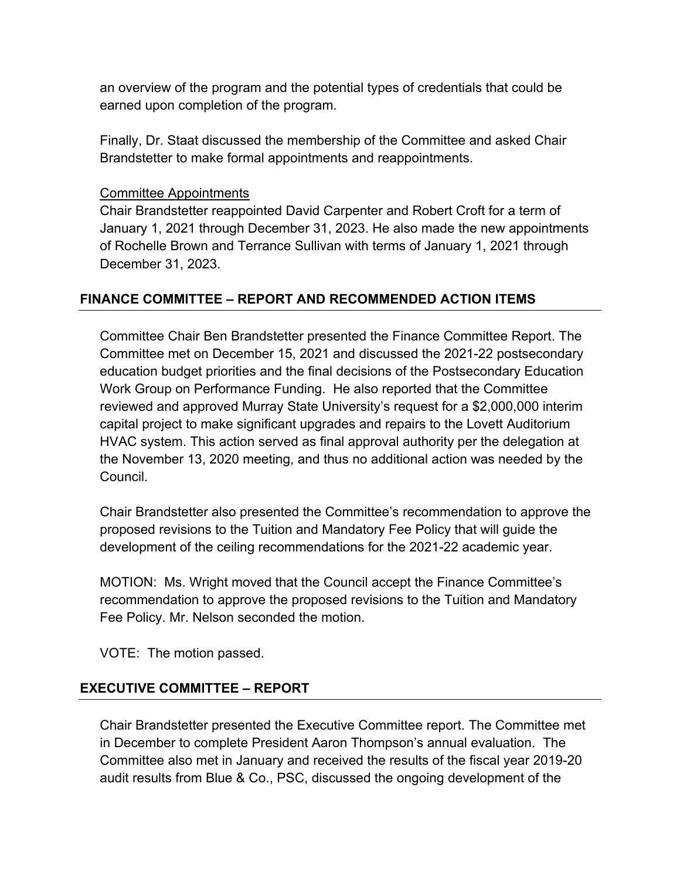an overview of the program and the potential types of credentials that could be earned upon completion of the program.

Finally, Dr. Staat discussed the membership of the Committee and asked Chair Brandstetter to make formal appointments and reappointments.

Committee Appointments

Chair Brandstetter reappointed David Carpenter and Robert Croft for a term of January 1, 2021 through December 31, 2023. He also made the new appointments of Rochelle Brown and Terrance Sullivan with terms of January 1, 2021 through December 31, 2023.

## FINANCE COMMITTEE – REPORT AND RECOMMENDED ACTION ITEMS

Committee Chair Ben Brandstetter presented the Finance Committee Report. The Committee met on December 15, 2021 and discussed the 2021-22 postsecondary education budget priorities and the final decisions of the Postsecondary Education Work Group on Performance Funding. He also reported that the Committee reviewed and approved Murray State University's request for a $2,000,000 interim capital project to make significant upgrades and repairs to the Lovett Auditorium HVAC system. This action served as final approval authority per the delegation at the November 13, 2020 meeting, and thus no additional action was needed by the Council.

Chair Brandstetter also presented the Committee's recommendation to approve the proposed revisions to the Tuition and Mandatory Fee Policy that will guide the development of the ceiling recommendations for the 2021-22 academic year.

MOTION: Ms. Wright moved that the Council accept the Finance Committee's recommendation to approve the proposed revisions to the Tuition and Mandatory Fee Policy. Mr. Nelson seconded the motion.

VOTE: The motion passed.

## EXECUTIVE COMMITTEE – REPORT

Chair Brandstetter presented the Executive Committee report. The Committee met in December to complete President Aaron Thompson's annual evaluation. The Committee also met in January and received the results of the fiscal year 2019-20 audit results from Blue & Co., PSC, discussed the ongoing development of the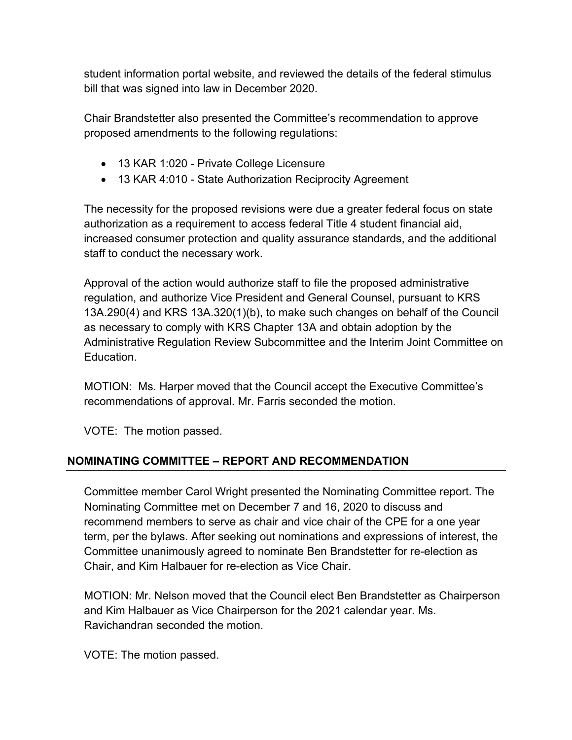student information portal website, and reviewed the details of the federal stimulus bill that was signed into law in December 2020.

Chair Brandstetter also presented the Committee's recommendation to approve proposed amendments to the following regulations:

- 13 KAR 1:020 - Private College Licensure
- 13 KAR 4:010 - State Authorization Reciprocity Agreement

The necessity for the proposed revisions were due a greater federal focus on state authorization as a requirement to access federal Title 4 student financial aid, increased consumer protection and quality assurance standards, and the additional staff to conduct the necessary work.

Approval of the action would authorize staff to file the proposed administrative regulation, and authorize Vice President and General Counsel, pursuant to KRS 13A.290(4) and KRS 13A.320(1)(b), to make such changes on behalf of the Council as necessary to comply with KRS Chapter 13A and obtain adoption by the Administrative Regulation Review Subcommittee and the Interim Joint Committee on Education.

MOTION: Ms. Harper moved that the Council accept the Executive Committee's recommendations of approval. Mr. Farris seconded the motion.

VOTE: The motion passed.

## NOMINATING COMMITTEE – REPORT AND RECOMMENDATION

Committee member Carol Wright presented the Nominating Committee report. The Nominating Committee met on December 7 and 16, 2020 to discuss and recommend members to serve as chair and vice chair of the CPE for a one year term, per the bylaws. After seeking out nominations and expressions of interest, the Committee unanimously agreed to nominate Ben Brandstetter for re-election as Chair, and Kim Halbauer for re-election as Vice Chair.

MOTION: Mr. Nelson moved that the Council elect Ben Brandstetter as Chairperson and Kim Halbauer as Vice Chairperson for the 2021 calendar year. Ms. Ravichandran seconded the motion.

VOTE: The motion passed.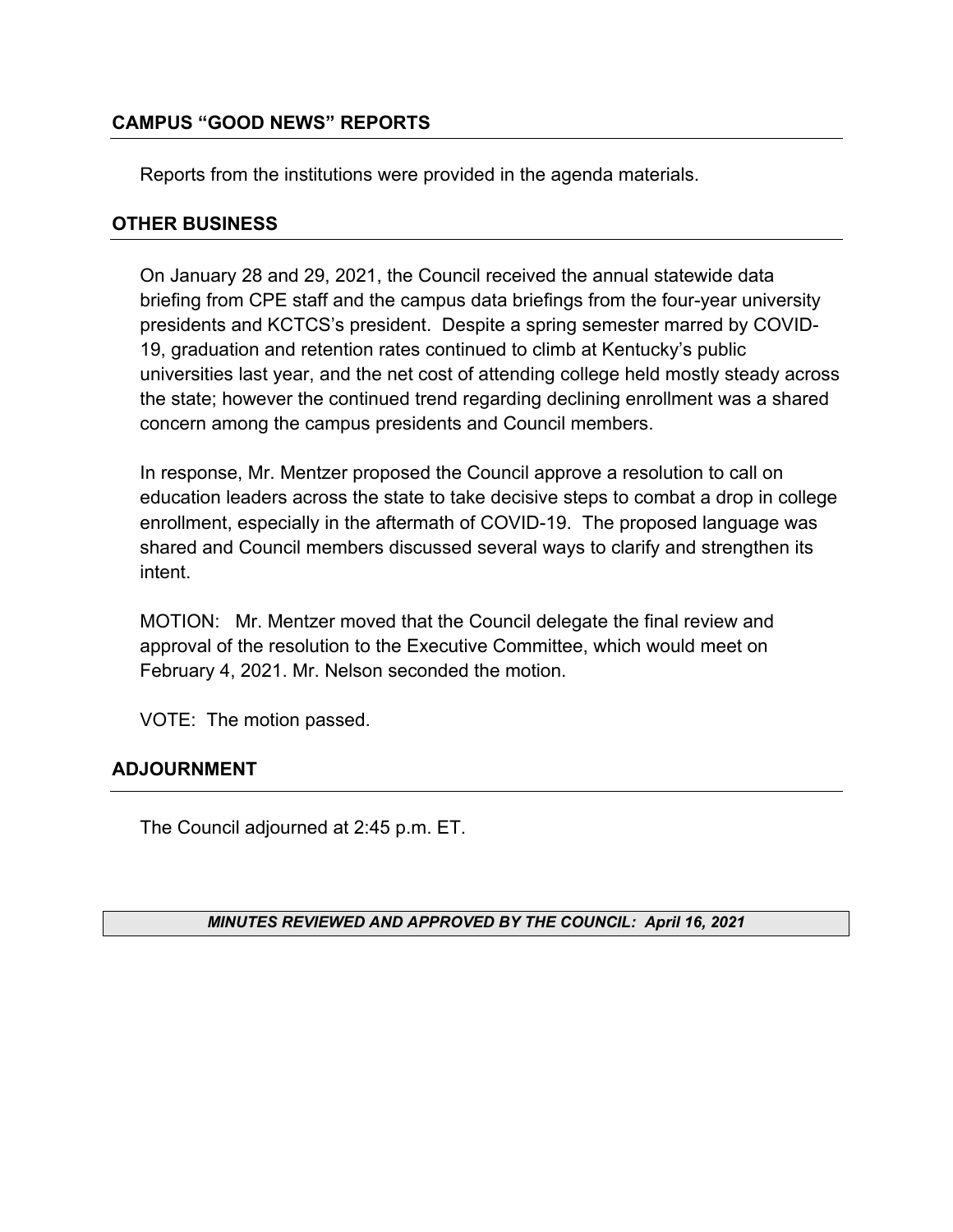## CAMPUS "GOOD NEWS" REPORTS

Reports from the institutions were provided in the agenda materials.

## OTHER BUSINESS

On January 28 and 29, 2021, the Council received the annual statewide data briefing from CPE staff and the campus data briefings from the four-year university presidents and KCTCS's president. Despite a spring semester marred by COVID-19, graduation and retention rates continued to climb at Kentucky's public universities last year, and the net cost of attending college held mostly steady across the state; however the continued trend regarding declining enrollment was a shared concern among the campus presidents and Council members.

In response, Mr. Mentzer proposed the Council approve a resolution to call on education leaders across the state to take decisive steps to combat a drop in college enrollment, especially in the aftermath of COVID-19. The proposed language was shared and Council members discussed several ways to clarify and strengthen its intent.

MOTION: Mr. Mentzer moved that the Council delegate the final review and approval of the resolution to the Executive Committee, which would meet on February 4, 2021. Mr. Nelson seconded the motion.

VOTE: The motion passed.

## ADJOURNMENT

The Council adjourned at 2:45 p.m. ET.

***MINUTES REVIEWED AND APPROVED BY THE COUNCIL: April 16, 2021***